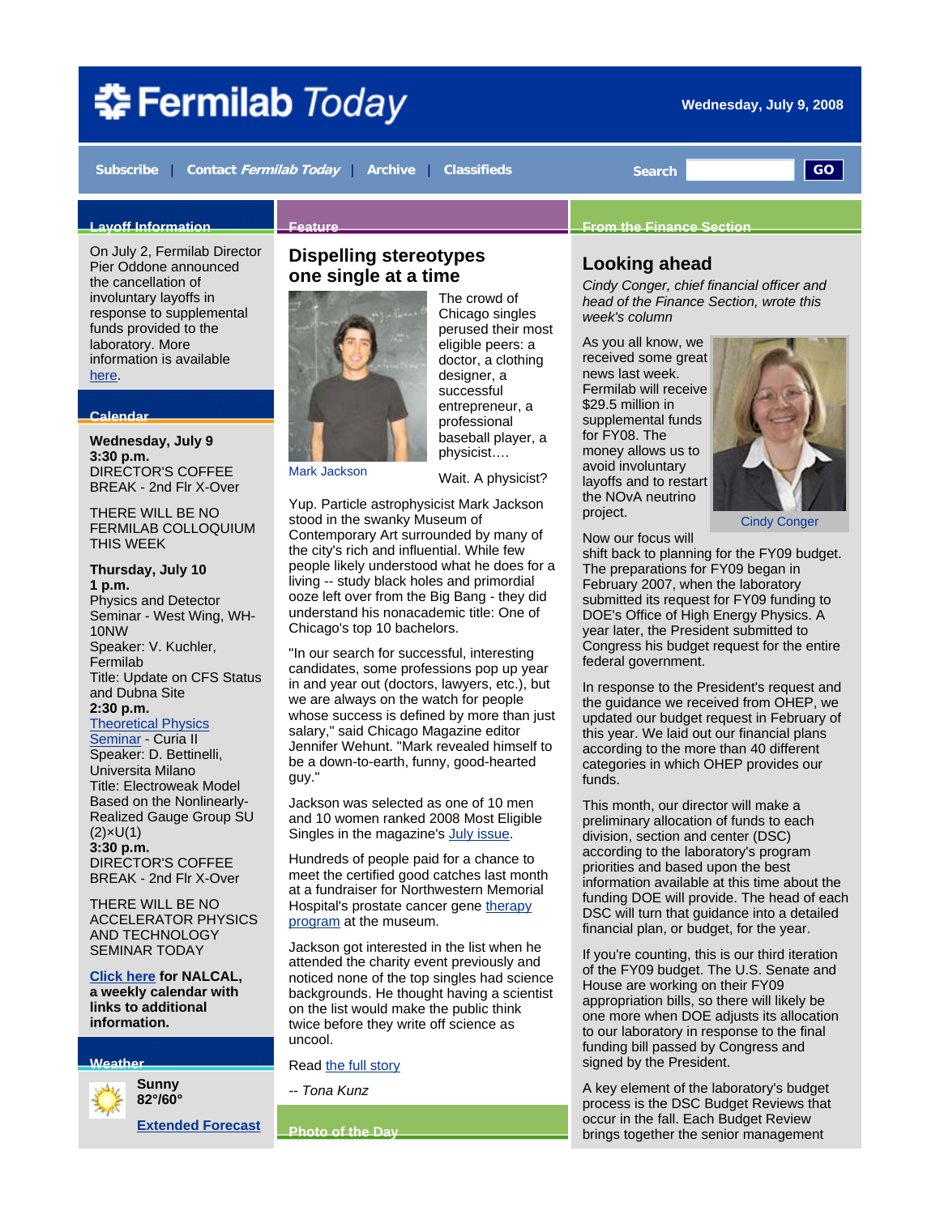# Fermilab Today

Wednesday, July 9, 2008

Subscribe | Contact *Fermilab Today* | Archive | Classifieds

Search GO

## Layoff Information

On July 2, Fermilab Director Pier Oddone announced the cancellation of involuntary layoffs in response to supplemental funds provided to the laboratory. More information is available here.

## Calendar

**Wednesday, July 9**
**3:30 p.m.**
DIRECTOR'S COFFEE BREAK - 2nd Flr X-Over

THERE WILL BE NO FERMILAB COLLOQUIUM THIS WEEK

**Thursday, July 10**
**1 p.m.**
Physics and Detector Seminar - West Wing, WH-10NW
Speaker: V. Kuchler, Fermilab
Title: Update on CFS Status and Dubna Site
**2:30 p.m.**
Theoretical Physics Seminar - Curia II
Speaker: D. Bettinelli, Universita Milano
Title: Electroweak Model Based on the Nonlinearly-Realized Gauge Group SU(2)×U(1)
**3:30 p.m.**
DIRECTOR'S COFFEE BREAK - 2nd Flr X-Over

THERE WILL BE NO ACCELERATOR PHYSICS AND TECHNOLOGY SEMINAR TODAY

**Click here for NALCAL, a weekly calendar with links to additional information.**

## Weather

Sunny
82°/60°

**Extended Forecast**

## Feature

### Dispelling stereotypes one single at a time

Mark Jackson

The crowd of Chicago singles perused their most eligible peers: a doctor, a clothing designer, a successful entrepreneur, a professional baseball player, a physicist….

Wait. A physicist?

Yup. Particle astrophysicist Mark Jackson stood in the swanky Museum of Contemporary Art surrounded by many of the city's rich and influential. While few people likely understood what he does for a living -- study black holes and primordial ooze left over from the Big Bang - they did understand his nonacademic title: One of Chicago's top 10 bachelors.

"In our search for successful, interesting candidates, some professions pop up year in and year out (doctors, lawyers, etc.), but we are always on the watch for people whose success is defined by more than just salary," said Chicago Magazine editor Jennifer Wehunt. "Mark revealed himself to be a down-to-earth, funny, good-hearted guy."

Jackson was selected as one of 10 men and 10 women ranked 2008 Most Eligible Singles in the magazine's July issue.

Hundreds of people paid for a chance to meet the certified good catches last month at a fundraiser for Northwestern Memorial Hospital's prostate cancer gene therapy program at the museum.

Jackson got interested in the list when he attended the charity event previously and noticed none of the top singles had science backgrounds. He thought having a scientist on the list would make the public think twice before they write off science as uncool.

Read the full story

-- *Tona Kunz*

## Photo of the Day

## From the Finance Section

### Looking ahead

*Cindy Conger, chief financial officer and head of the Finance Section, wrote this week's column*

Cindy Conger

As you all know, we received some great news last week. Fermilab will receive $29.5 million in supplemental funds for FY08. The money allows us to avoid involuntary layoffs and to restart the NOvA neutrino project.

Now our focus will shift back to planning for the FY09 budget. The preparations for FY09 began in February 2007, when the laboratory submitted its request for FY09 funding to DOE's Office of High Energy Physics. A year later, the President submitted to Congress his budget request for the entire federal government.

In response to the President's request and the guidance we received from OHEP, we updated our budget request in February of this year. We laid out our financial plans according to the more than 40 different categories in which OHEP provides our funds.

This month, our director will make a preliminary allocation of funds to each division, section and center (DSC) according to the laboratory's program priorities and based upon the best information available at this time about the funding DOE will provide. The head of each DSC will turn that guidance into a detailed financial plan, or budget, for the year.

If you're counting, this is our third iteration of the FY09 budget. The U.S. Senate and House are working on their FY09 appropriation bills, so there will likely be one more when DOE adjusts its allocation to our laboratory in response to the final funding bill passed by Congress and signed by the President.

A key element of the laboratory's budget process is the DSC Budget Reviews that occur in the fall. Each Budget Review brings together the senior management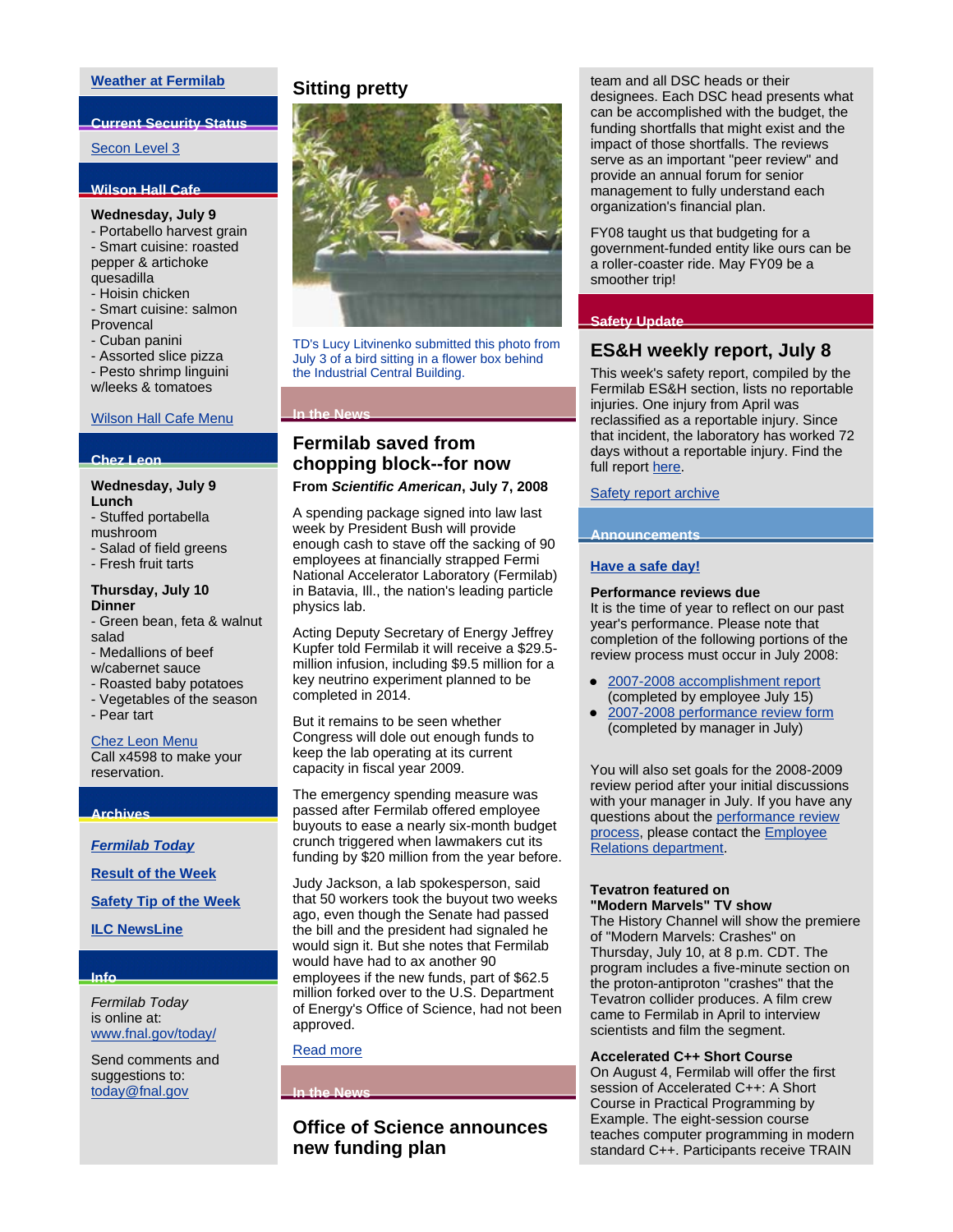[Weather at Fermilab](#)

## Current Security Status

[Secon Level 3](#)

## Wilson Hall Cafe

**Wednesday, July 9**
- Portabello harvest grain
- Smart cuisine: roasted pepper & artichoke quesadilla
- Hoisin chicken
- Smart cuisine: salmon Provencal
- Cuban panini
- Assorted slice pizza
- Pesto shrimp linguini w/leeks & tomatoes

[Wilson Hall Cafe Menu](#)

## Chez Leon

**Wednesday, July 9**
**Lunch**
- Stuffed portabella mushroom
- Salad of field greens
- Fresh fruit tarts

**Thursday, July 10**
**Dinner**
- Green bean, feta & walnut salad
- Medallions of beef w/cabernet sauce
- Roasted baby potatoes
- Vegetables of the season
- Pear tart

[Chez Leon Menu](#)
Call x4598 to make your reservation.

## Archives

[***Fermilab Today***](#)

[**Result of the Week**](#)

[**Safety Tip of the Week**](#)

[**ILC NewsLine**](#)

## Info

*Fermilab Today* is online at:
[www.fnal.gov/today/](#)

Send comments and suggestions to:
[today@fnal.gov](#)

# Sitting pretty

TD's Lucy Litvinenko submitted this photo from July 3 of a bird sitting in a flower box behind the Industrial Central Building.

## In the News

# Fermilab saved from chopping block--for now

**From *Scientific American*, July 7, 2008**

A spending package signed into law last week by President Bush will provide enough cash to stave off the sacking of 90 employees at financially strapped Fermi National Accelerator Laboratory (Fermilab) in Batavia, Ill., the nation's leading particle physics lab.

Acting Deputy Secretary of Energy Jeffrey Kupfer told Fermilab it will receive a $29.5-million infusion, including $9.5 million for a key neutrino experiment planned to be completed in 2014.

But it remains to be seen whether Congress will dole out enough funds to keep the lab operating at its current capacity in fiscal year 2009.

The emergency spending measure was passed after Fermilab offered employee buyouts to ease a nearly six-month budget crunch triggered when lawmakers cut its funding by $20 million from the year before.

Judy Jackson, a lab spokesperson, said that 50 workers took the buyout two weeks ago, even though the Senate had passed the bill and the president had signaled he would sign it. But she notes that Fermilab would have had to ax another 90 employees if the new funds, part of $62.5 million forked over to the U.S. Department of Energy's Office of Science, had not been approved.

[Read more](#)

## In the News

# Office of Science announces new funding plan

team and all DSC heads or their designees. Each DSC head presents what can be accomplished with the budget, the funding shortfalls that might exist and the impact of those shortfalls. The reviews serve as an important "peer review" and provide an annual forum for senior management to fully understand each organization's financial plan.

FY08 taught us that budgeting for a government-funded entity like ours can be a roller-coaster ride. May FY09 be a smoother trip!

## Safety Update

# ES&H weekly report, July 8

This week's safety report, compiled by the Fermilab ES&H section, lists no reportable injuries. One injury from April was reclassified as a reportable injury. Since that incident, the laboratory has worked 72 days without a reportable injury. Find the full report [here](#).

[Safety report archive](#)

## Announcements

[**Have a safe day!**](#)

**Performance reviews due**
It is the time of year to reflect on our past year's performance. Please note that completion of the following portions of the review process must occur in July 2008:

- [2007-2008 accomplishment report](#) (completed by employee July 15)
- [2007-2008 performance review form](#) (completed by manager in July)

You will also set goals for the 2008-2009 review period after your initial discussions with your manager in July. If you have any questions about the [performance review process](#), please contact the [Employee Relations department](#).

**Tevatron featured on "Modern Marvels" TV show**
The History Channel will show the premiere of "Modern Marvels: Crashes" on Thursday, July 10, at 8 p.m. CDT. The program includes a five-minute section on the proton-antiproton "crashes" that the Tevatron collider produces. A film crew came to Fermilab in April to interview scientists and film the segment.

**Accelerated C++ Short Course**
On August 4, Fermilab will offer the first session of Accelerated C++: A Short Course in Practical Programming by Example. The eight-session course teaches computer programming in modern standard C++. Participants receive TRAIN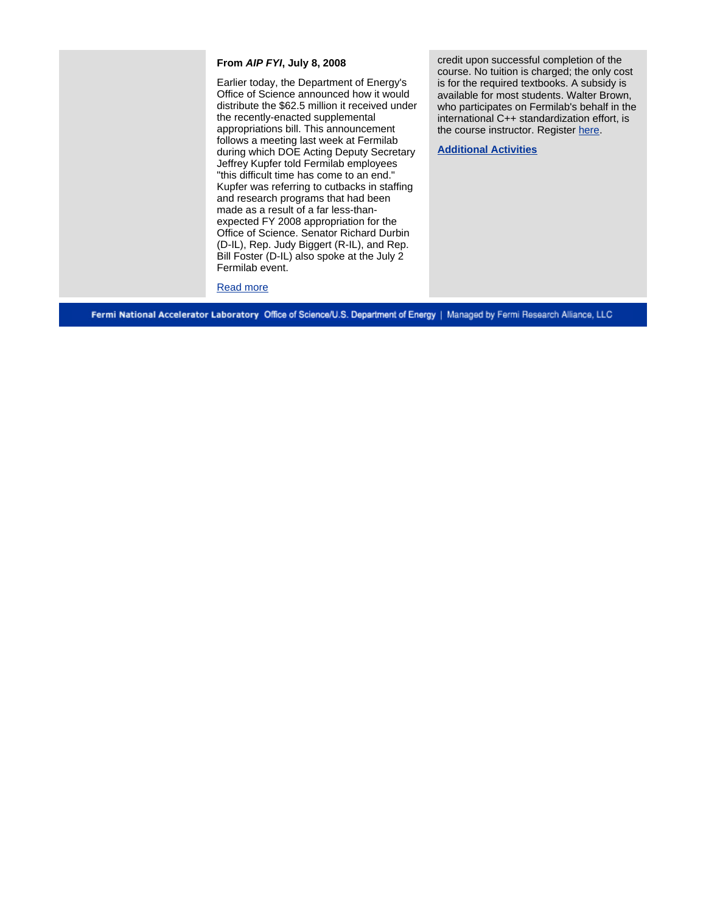**From *AIP FYI*, July 8, 2008**

Earlier today, the Department of Energy's Office of Science announced how it would distribute the $62.5 million it received under the recently-enacted supplemental appropriations bill. This announcement follows a meeting last week at Fermilab during which DOE Acting Deputy Secretary Jeffrey Kupfer told Fermilab employees "this difficult time has come to an end." Kupfer was referring to cutbacks in staffing and research programs that had been made as a result of a far less-than-expected FY 2008 appropriation for the Office of Science. Senator Richard Durbin (D-IL), Rep. Judy Biggert (R-IL), and Rep. Bill Foster (D-IL) also spoke at the July 2 Fermilab event.

Read more

credit upon successful completion of the course. No tuition is charged; the only cost is for the required textbooks. A subsidy is available for most students. Walter Brown, who participates on Fermilab's behalf in the international C++ standardization effort, is the course instructor. Register here.

**Additional Activities**

Fermi National Accelerator Laboratory Office of Science/U.S. Department of Energy | Managed by Fermi Research Alliance, LLC